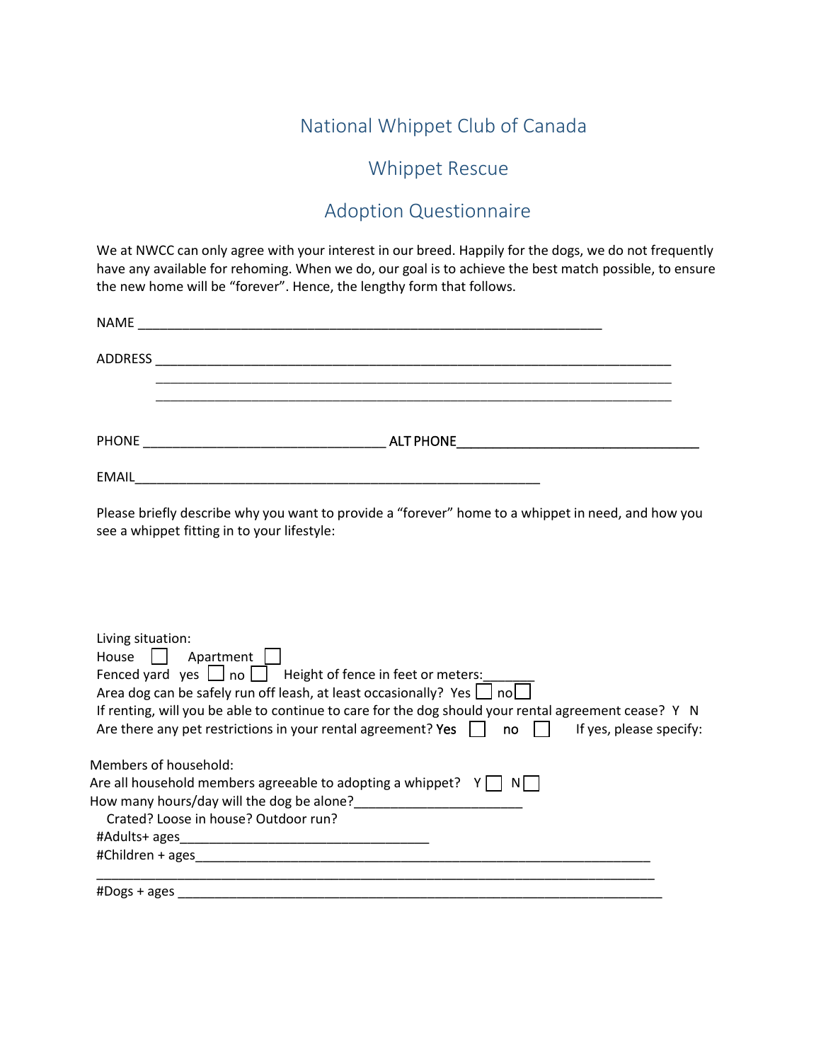# National Whippet Club of Canada

## Whippet Rescue

## Adoption Questionnaire

We at NWCC can only agree with your interest in our breed. Happily for the dogs, we do not frequently have any available for rehoming. When we do, our goal is to achieve the best match possible, to ensure the new home will be "forever". Hence, the lengthy form that follows.

NAME ____________________________________________________________

ADDRESS __________________________________________________________________
__________________________________________________________________
__________________________________________________________________

PHONE _______________________________ ALT PHONE_______________________________

EMAIL____________________________________________________

Please briefly describe why you want to provide a "forever" home to a whippet in need, and how you see a whippet fitting in to your lifestyle:

Living situation:
House ☐ Apartment ☐
Fenced yard yes ☐ no ☐ Height of fence in feet or meters:_______
Area dog can be safely run off leash, at least occasionally? Yes ☐ no ☐
If renting, will you be able to continue to care for the dog should your rental agreement cease? Y N
Are there any pet restrictions in your rental agreement? Yes ☐ no ☐ If yes, please specify:

Members of household:
Are all household members agreeable to adopting a whippet? Y ☐ N ☐
How many hours/day will the dog be alone?_____________________
Crated? Loose in house? Outdoor run?
#Adults+ ages________________________________
#Children + ages____________________________________________________________
_____________________________________________________________________
#Dogs + ages _______________________________________________________________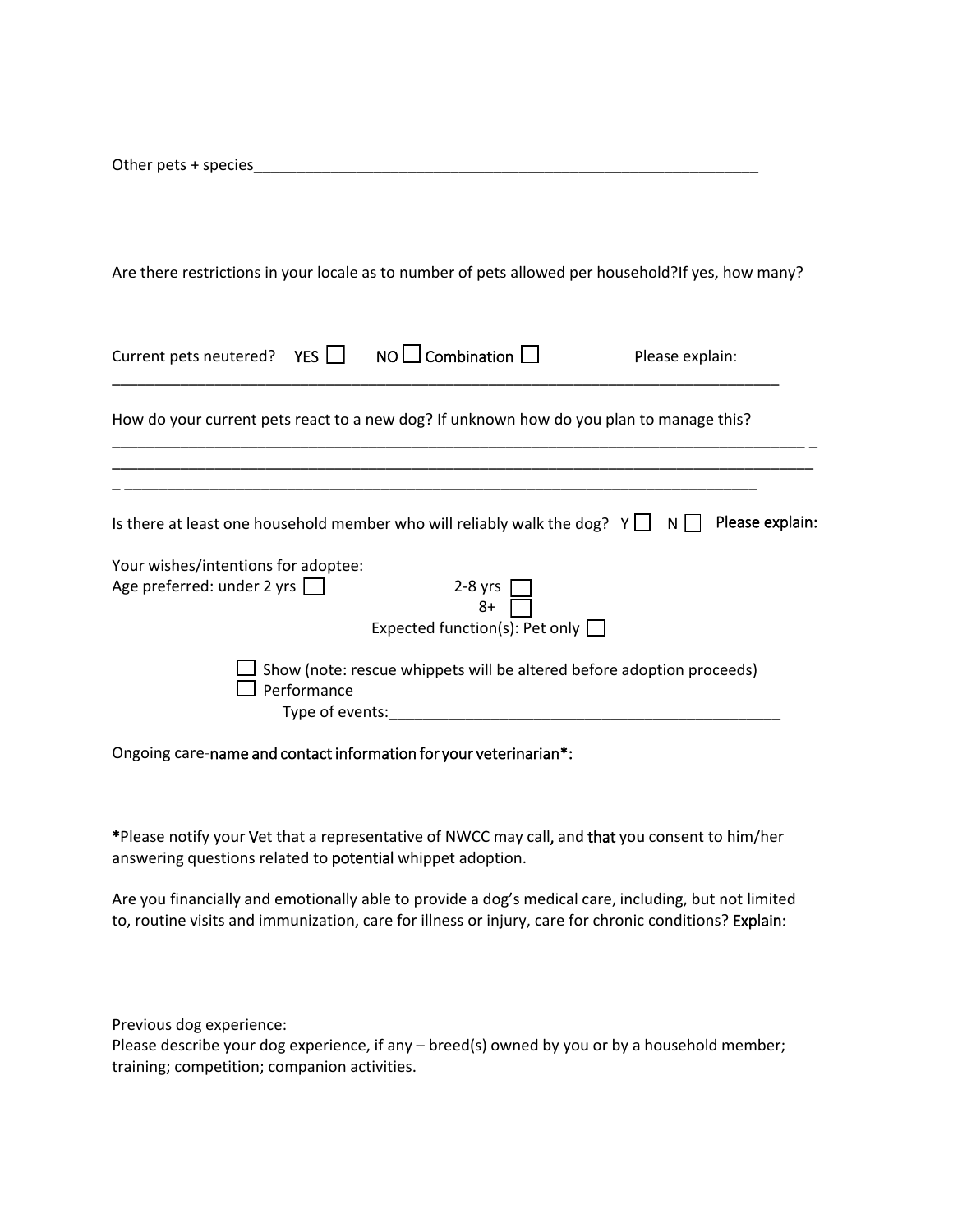Other pets + species______________________________________________________________

Are there restrictions in your locale as to number of pets allowed per household?If yes, how many?

Current pets neutered? YES ☐ NO ☐ Combination ☐ Please explain:
_____________________________________________________________________________________

How do your current pets react to a new dog? If unknown how do you plan to manage this?
_____________________________________________________________________________________ _
_____________________________________________________________________________________
_ ______________________________________________________________________________

Is there at least one household member who will reliably walk the dog? Y ☐ N ☐ Please explain:

Your wishes/intentions for adoptee:
Age preferred: under 2 yrs ☐ 2-8 yrs ☐
8+ ☐
Expected function(s): Pet only ☐

☐ Show (note: rescue whippets will be altered before adoption proceeds)
☐ Performance
Type of events:_________________________________________________

Ongoing care-name and contact information for your veterinarian*:

*Please notify your Vet that a representative of NWCC may call, and that you consent to him/her answering questions related to potential whippet adoption.

Are you financially and emotionally able to provide a dog's medical care, including, but not limited to, routine visits and immunization, care for illness or injury, care for chronic conditions? Explain:

Previous dog experience:
Please describe your dog experience, if any – breed(s) owned by you or by a household member; training; competition; companion activities.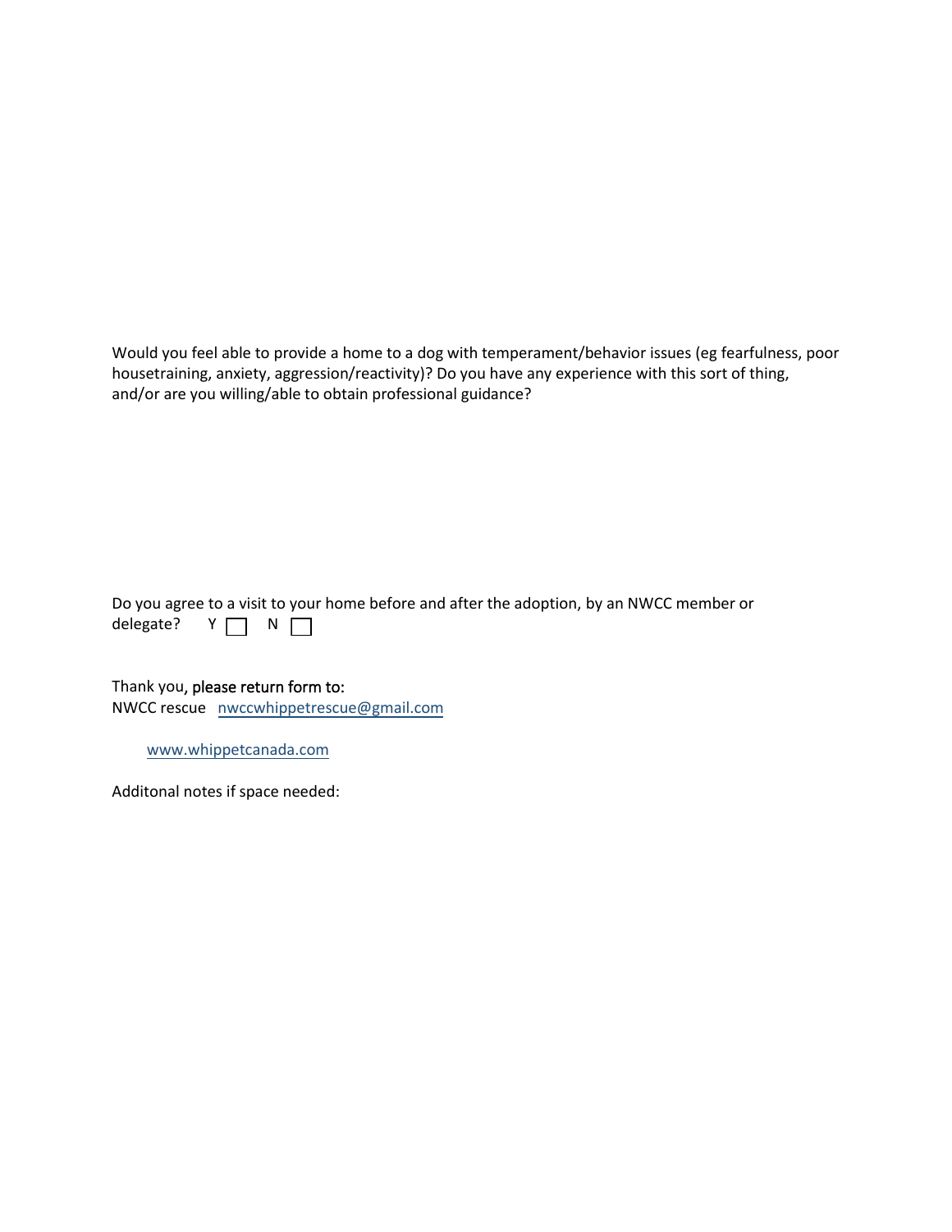Would you feel able to provide a home to a dog with temperament/behavior issues (eg fearfulness, poor housetraining, anxiety, aggression/reactivity)? Do you have any experience with this sort of thing, and/or are you willing/able to obtain professional guidance?

Do you agree to a visit to your home before and after the adoption, by an NWCC member or delegate? Y ☐ N ☐

Thank you, please return form to:
NWCC rescue [nwccwhippetrescue@gmail.com](mailto:nwccwhippetrescue@gmail.com)

[www.whippetcanada.com](http://www.whippetcanada.com)

Additonal notes if space needed: